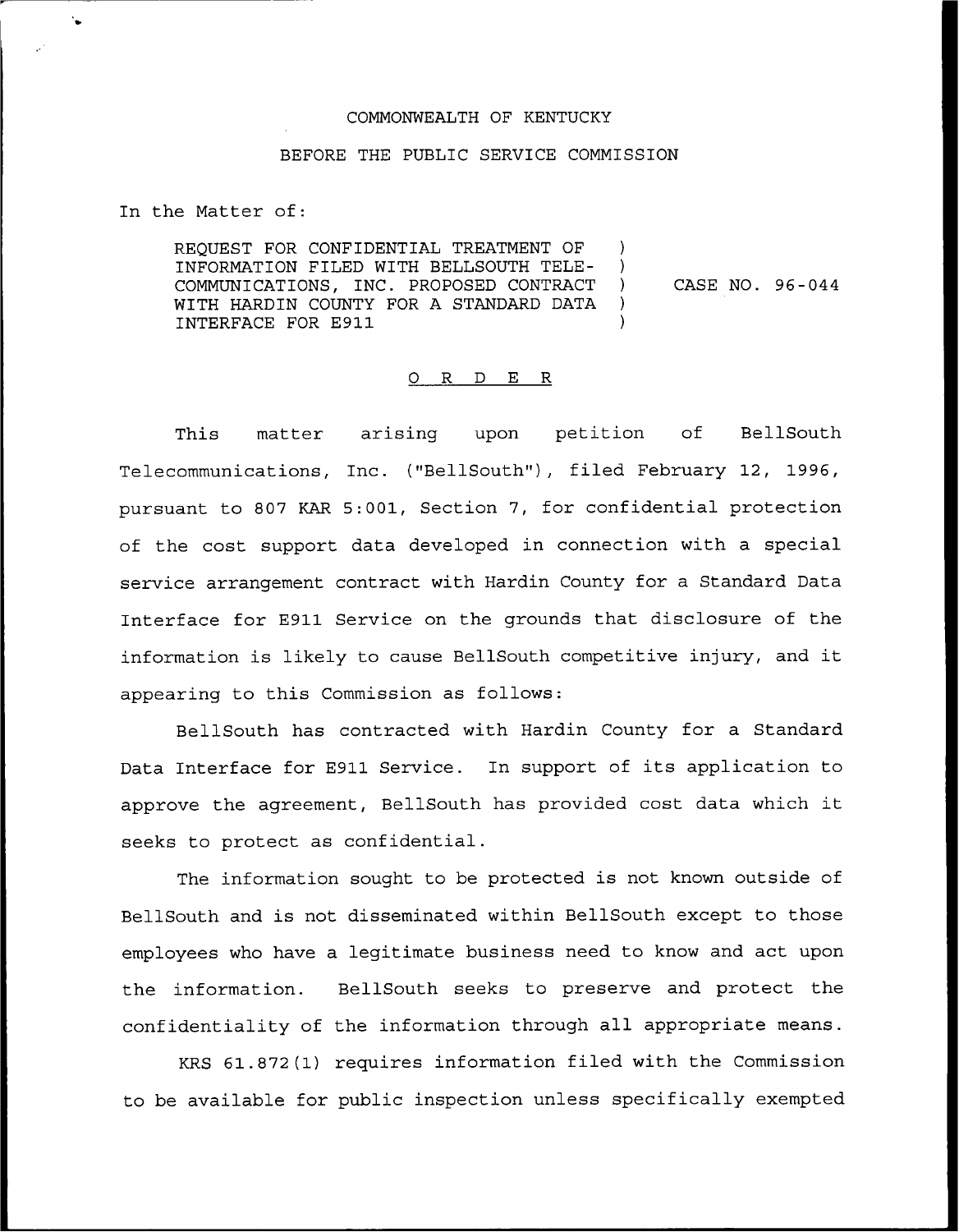COMMONWEALTH OF KENTUCKY

BEFORE THE PUBLIC SERVICE COMMISSION

In the Matter of:

| | | |
|---|---|---|
| REQUEST FOR CONFIDENTIAL TREATMENT OF INFORMATION FILED WITH BELLSOUTH TELE-COMMUNICATIONS, INC. PROPOSED CONTRACT WITH HARDIN COUNTY FOR A STANDARD DATA INTERFACE FOR E911 | ) | CASE NO. 96-044 |

O R D E R

This matter arising upon petition of BellSouth Telecommunications, Inc. ("BellSouth"), filed February 12, 1996, pursuant to 807 KAR 5:001, Section 7, for confidential protection of the cost support data developed in connection with a special service arrangement contract with Hardin County for a Standard Data Interface for E911 Service on the grounds that disclosure of the information is likely to cause BellSouth competitive injury, and it appearing to this Commission as follows:

BellSouth has contracted with Hardin County for a Standard Data Interface for E911 Service. In support of its application to approve the agreement, BellSouth has provided cost data which it seeks to protect as confidential.

The information sought to be protected is not known outside of BellSouth and is not disseminated within BellSouth except to those employees who have a legitimate business need to know and act upon the information. BellSouth seeks to preserve and protect the confidentiality of the information through all appropriate means.

KRS 61.872(1) requires information filed with the Commission to be available for public inspection unless specifically exempted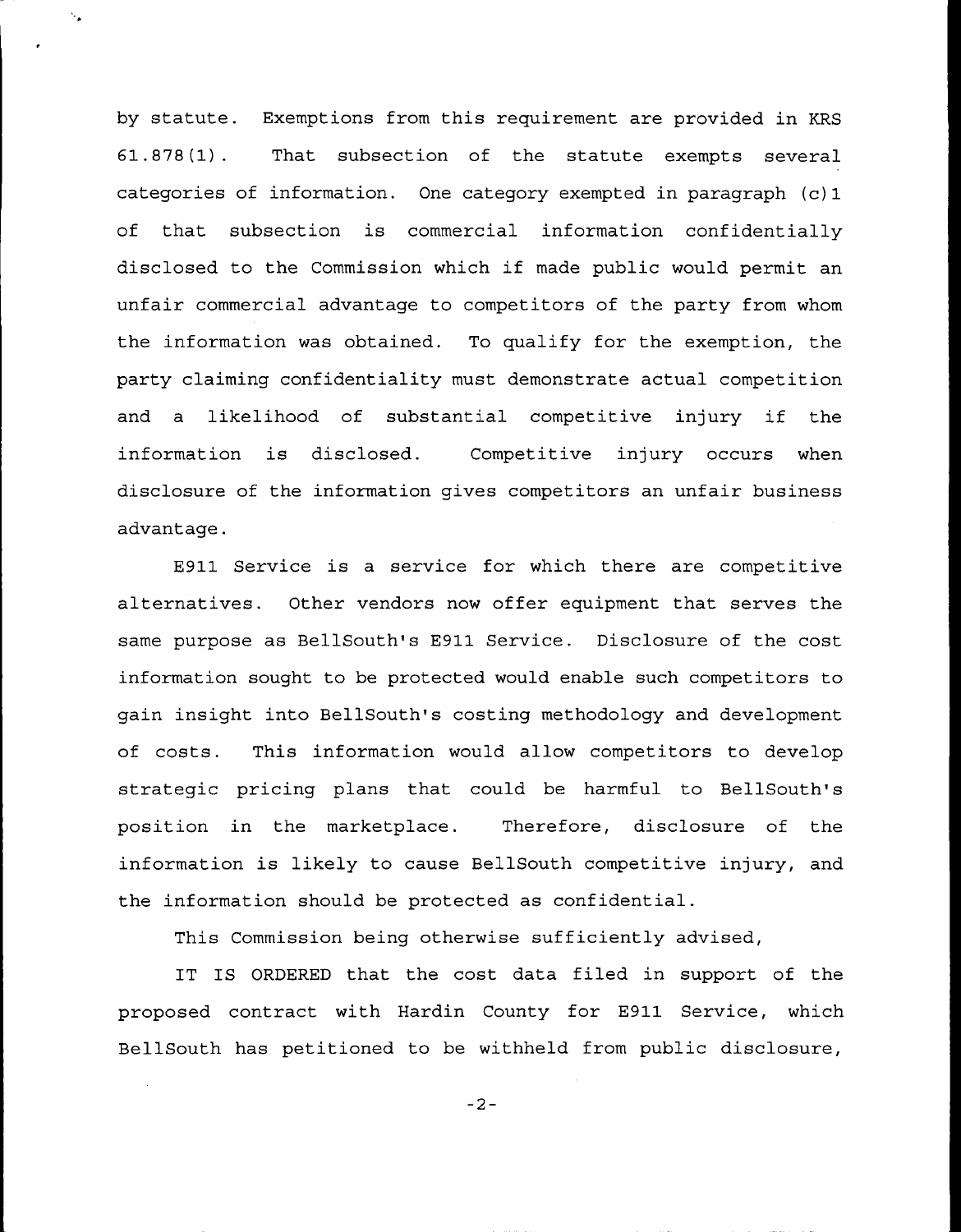by statute. Exemptions from this requirement are provided in KRS 61.878(1). That subsection of the statute exempts several categories of information. One category exempted in paragraph (c)1 of that subsection is commercial information confidentially disclosed to the Commission which if made public would permit an unfair commercial advantage to competitors of the party from whom the information was obtained. To qualify for the exemption, the party claiming confidentiality must demonstrate actual competition and a likelihood of substantial competitive injury if the information is disclosed. Competitive injury occurs when disclosure of the information gives competitors an unfair business advantage.

E911 Service is a service for which there are competitive alternatives. Other vendors now offer equipment that serves the same purpose as BellSouth's E911 Service. Disclosure of the cost information sought to be protected would enable such competitors to gain insight into BellSouth's costing methodology and development of costs. This information would allow competitors to develop strategic pricing plans that could be harmful to BellSouth's position in the marketplace. Therefore, disclosure of the information is likely to cause BellSouth competitive injury, and the information should be protected as confidential.

This Commission being otherwise sufficiently advised,

IT IS ORDERED that the cost data filed in support of the proposed contract with Hardin County for E911 Service, which BellSouth has petitioned to be withheld from public disclosure,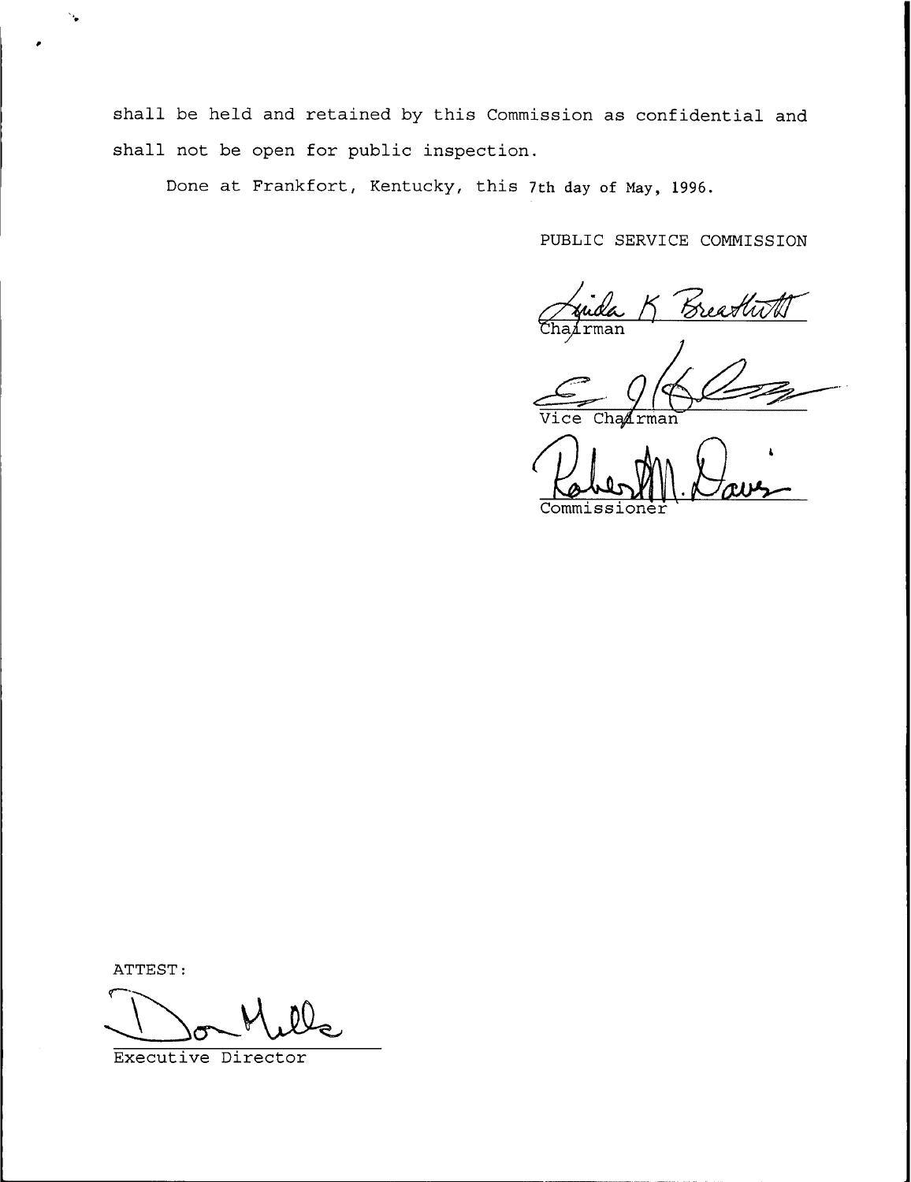shall be held and retained by this Commission as confidential and shall not be open for public inspection.

Done at Frankfort, Kentucky, this 7th day of May, 1996.

PUBLIC SERVICE COMMISSION

Chairman

Vice Chairman

Commissioner

ATTEST:

Executive Director